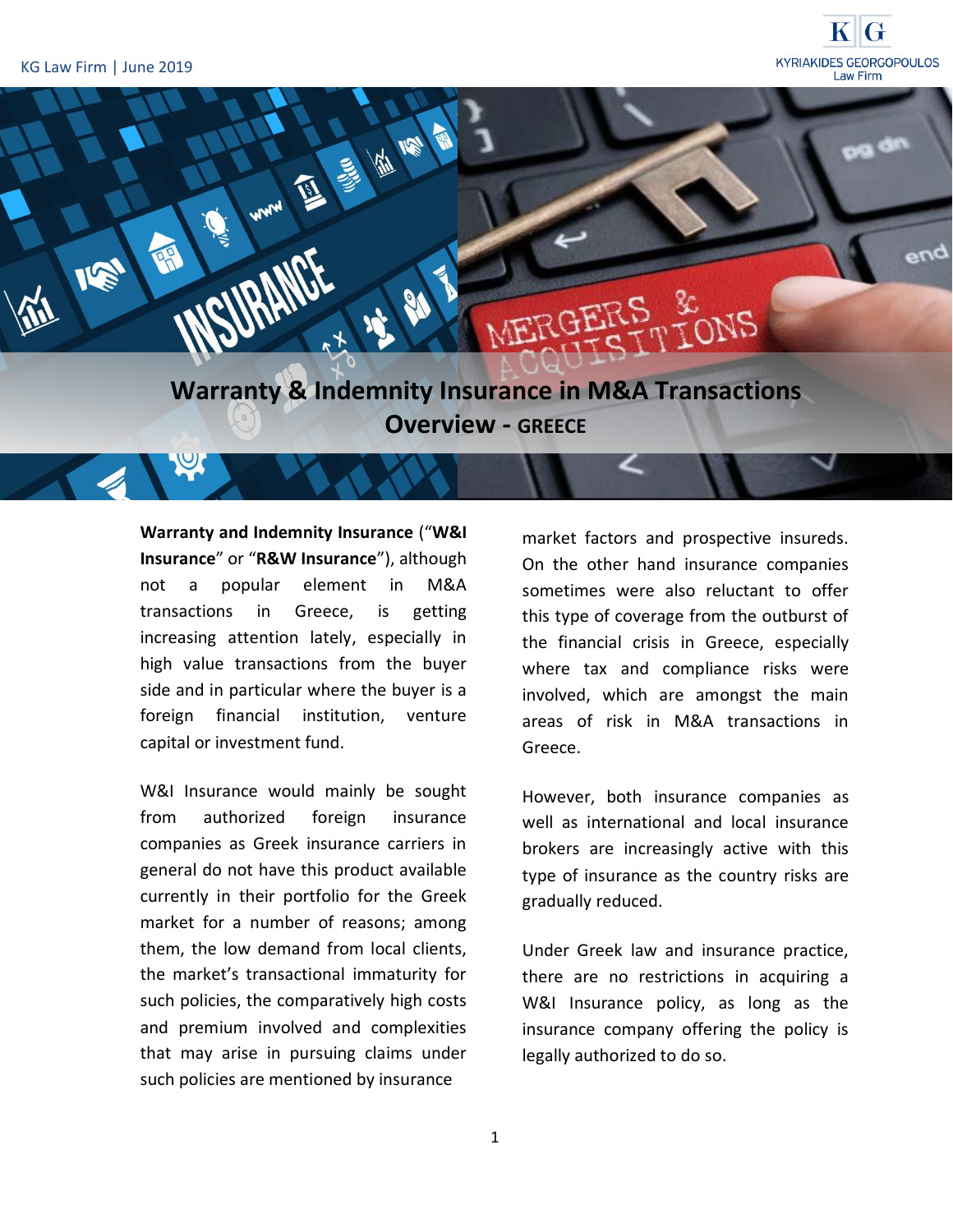# Warranty & Indemnity Insurance in M&A Transactions Overview - GREECE

**Warranty and Indemnity Insurance** ("**W&I Insurance**" or "**R&W Insurance**"), although not a popular element in M&A transactions in Greece, is getting increasing attention lately, especially in high value transactions from the buyer side and in particular where the buyer is a foreign financial institution, venture capital or investment fund.

W&I Insurance would mainly be sought from authorized foreign insurance companies as Greek insurance carriers in general do not have this product available currently in their portfolio for the Greek market for a number of reasons; among them, the low demand from local clients, the market's transactional immaturity for such policies, the comparatively high costs and premium involved and complexities that may arise in pursuing claims under such policies are mentioned by insurance market factors and prospective insureds. On the other hand insurance companies sometimes were also reluctant to offer this type of coverage from the outburst of the financial crisis in Greece, especially where tax and compliance risks were involved, which are amongst the main areas of risk in M&A transactions in Greece.

However, both insurance companies as well as international and local insurance brokers are increasingly active with this type of insurance as the country risks are gradually reduced.

Under Greek law and insurance practice, there are no restrictions in acquiring a W&I Insurance policy, as long as the insurance company offering the policy is legally authorized to do so.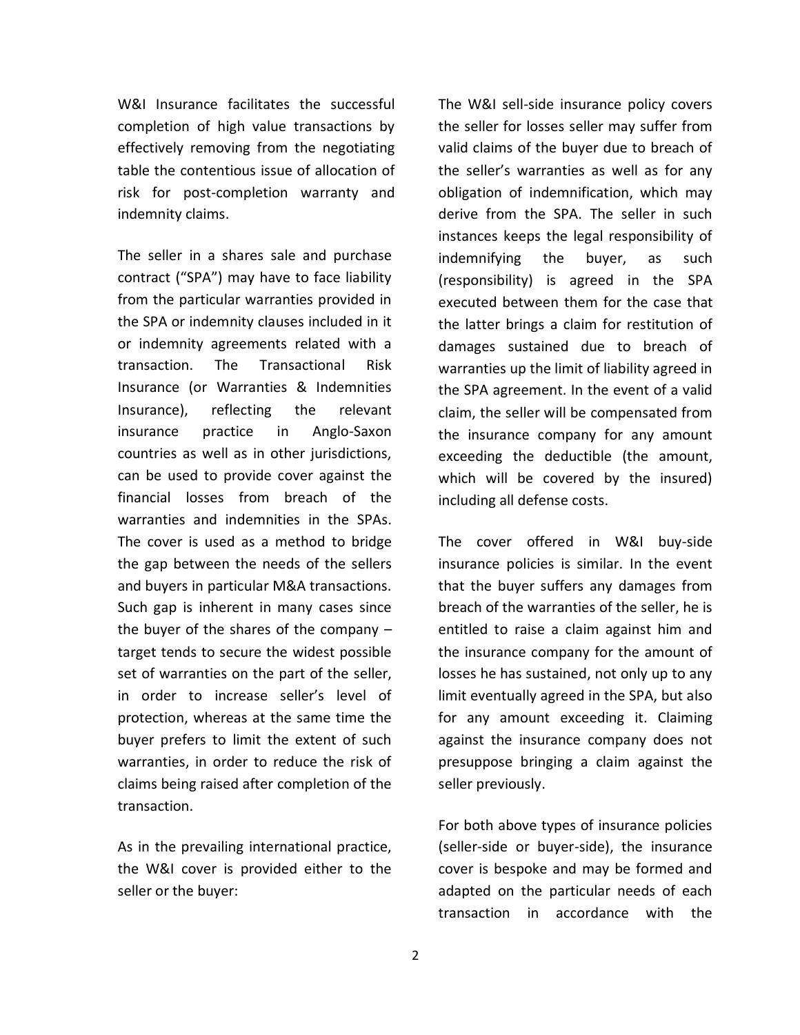W&I Insurance facilitates the successful completion of high value transactions by effectively removing from the negotiating table the contentious issue of allocation of risk for post-completion warranty and indemnity claims.

The seller in a shares sale and purchase contract ("SPA") may have to face liability from the particular warranties provided in the SPA or indemnity clauses included in it or indemnity agreements related with a transaction. The Transactional Risk Insurance (or Warranties & Indemnities Insurance), reflecting the relevant insurance practice in Anglo-Saxon countries as well as in other jurisdictions, can be used to provide cover against the financial losses from breach of the warranties and indemnities in the SPAs. The cover is used as a method to bridge the gap between the needs of the sellers and buyers in particular M&A transactions. Such gap is inherent in many cases since the buyer of the shares of the company – target tends to secure the widest possible set of warranties on the part of the seller, in order to increase seller's level of protection, whereas at the same time the buyer prefers to limit the extent of such warranties, in order to reduce the risk of claims being raised after completion of the transaction.

As in the prevailing international practice, the W&I cover is provided either to the seller or the buyer:

The W&I sell-side insurance policy covers the seller for losses seller may suffer from valid claims of the buyer due to breach of the seller's warranties as well as for any obligation of indemnification, which may derive from the SPA. The seller in such instances keeps the legal responsibility of indemnifying the buyer, as such (responsibility) is agreed in the SPA executed between them for the case that the latter brings a claim for restitution of damages sustained due to breach of warranties up the limit of liability agreed in the SPA agreement. In the event of a valid claim, the seller will be compensated from the insurance company for any amount exceeding the deductible (the amount, which will be covered by the insured) including all defense costs.

The cover offered in W&I buy-side insurance policies is similar. In the event that the buyer suffers any damages from breach of the warranties of the seller, he is entitled to raise a claim against him and the insurance company for the amount of losses he has sustained, not only up to any limit eventually agreed in the SPA, but also for any amount exceeding it. Claiming against the insurance company does not presuppose bringing a claim against the seller previously.

For both above types of insurance policies (seller-side or buyer-side), the insurance cover is bespoke and may be formed and adapted on the particular needs of each transaction in accordance with the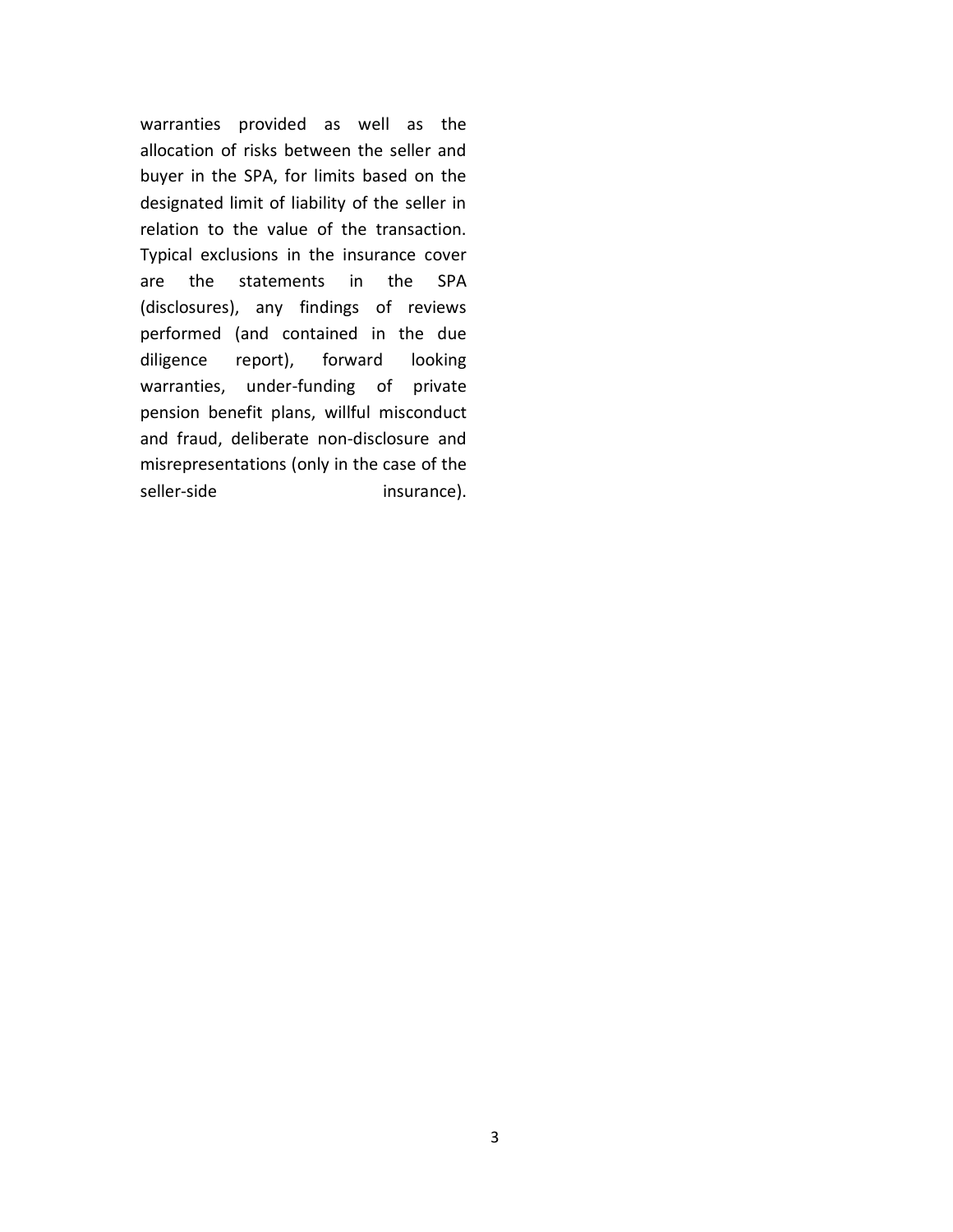warranties provided as well as the allocation of risks between the seller and buyer in the SPA, for limits based on the designated limit of liability of the seller in relation to the value of the transaction. Typical exclusions in the insurance cover are the statements in the SPA (disclosures), any findings of reviews performed (and contained in the due diligence report), forward looking warranties, under-funding of private pension benefit plans, willful misconduct and fraud, deliberate non-disclosure and misrepresentations (only in the case of the seller-side insurance).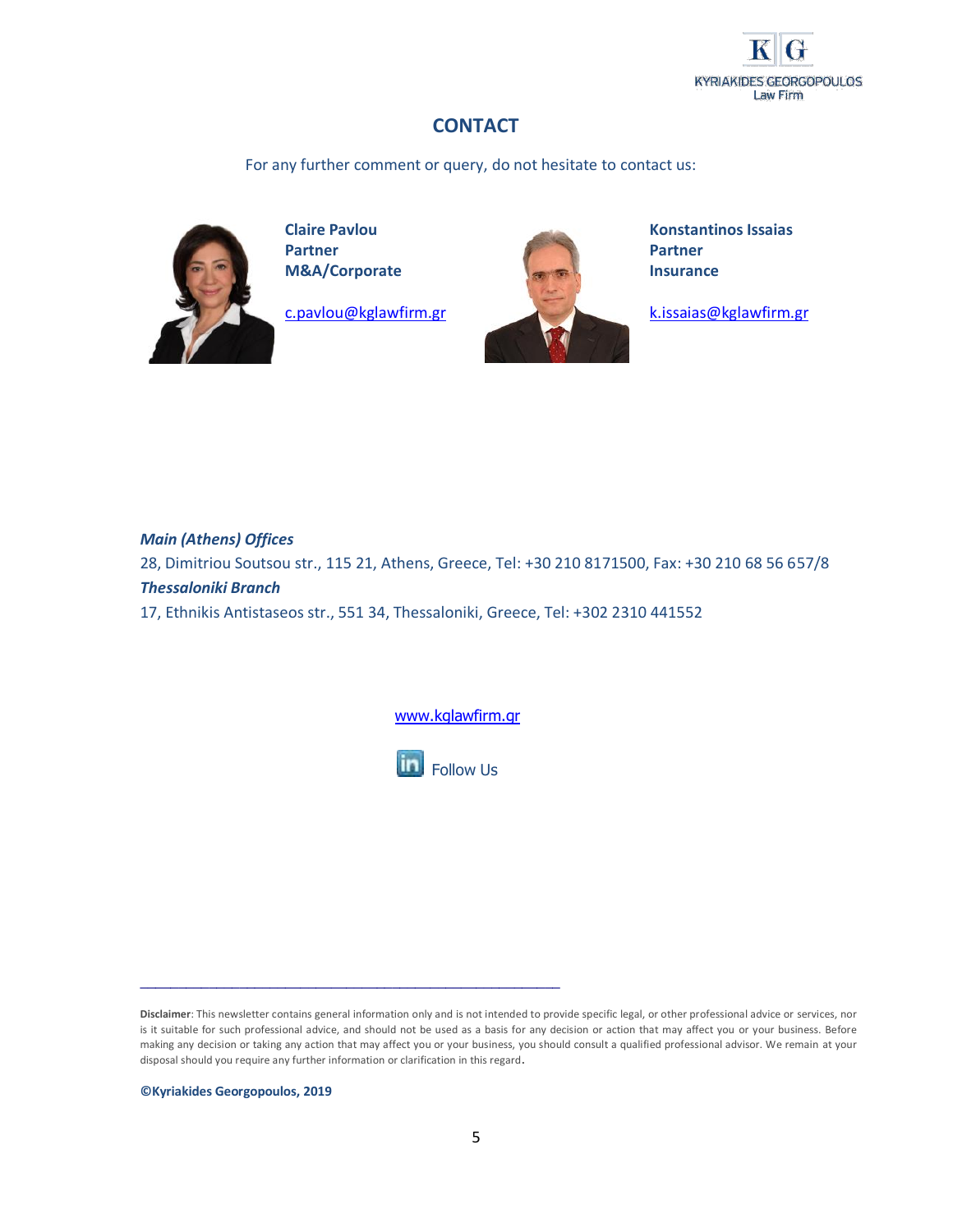## CONTACT

For any further comment or query, do not hesitate to contact us:

**Claire Pavlou**
**Partner**
**M&A/Corporate**

c.pavlou@kglawfirm.gr

**Konstantinos Issaias**
**Partner**
**Insurance**

k.issaias@kglawfirm.gr

***Main (Athens) Offices***
28, Dimitriou Soutsou str., 115 21, Athens, Greece, Tel: +30 210 8171500, Fax: +30 210 68 56 657/8
***Thessaloniki Branch***
17, Ethnikis Antistaseos str., 551 34, Thessaloniki, Greece, Tel: +302 2310 441552

www.kglawfirm.gr

Follow Us

**Disclaimer**: This newsletter contains general information only and is not intended to provide specific legal, or other professional advice or services, nor is it suitable for such professional advice, and should not be used as a basis for any decision or action that may affect you or your business. Before making any decision or taking any action that may affect you or your business, you should consult a qualified professional advisor. We remain at your disposal should you require any further information or clarification in this regard.

**©Kyriakides Georgopoulos, 2019**